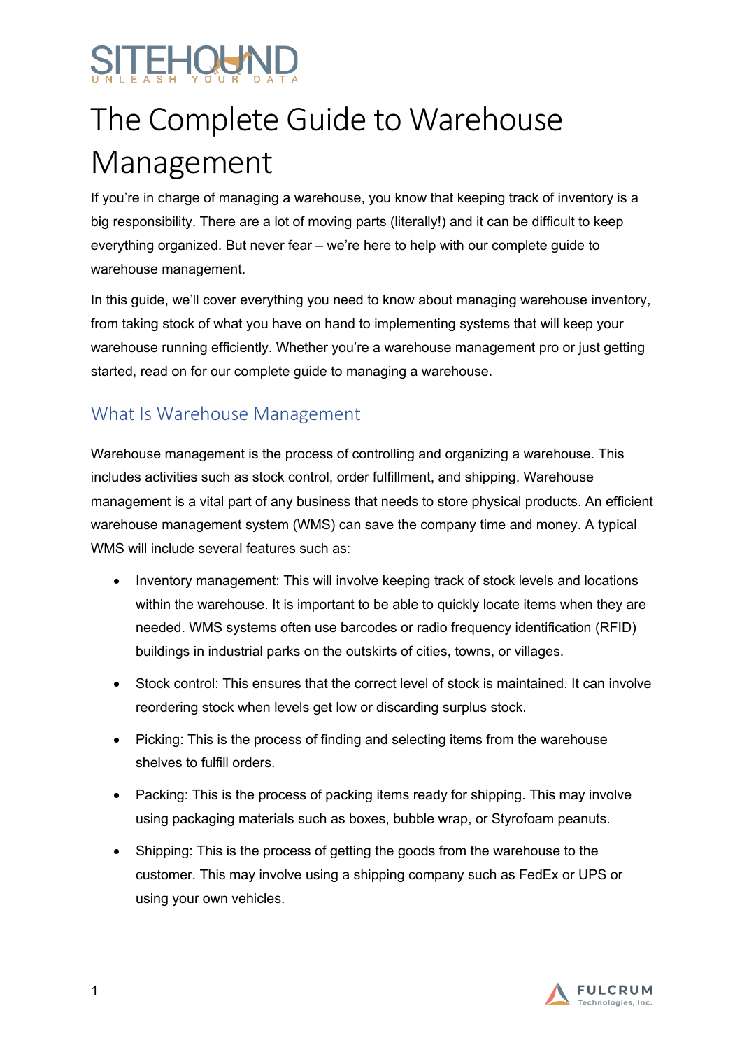# The Complete Guide to Warehouse Management

If you're in charge of managing a warehouse, you know that keeping track of inventory is a big responsibility. There are a lot of moving parts (literally!) and it can be difficult to keep everything organized. But never fear – we're here to help with our complete guide to warehouse management.

In this guide, we'll cover everything you need to know about managing warehouse inventory, from taking stock of what you have on hand to implementing systems that will keep your warehouse running efficiently. Whether you're a warehouse management pro or just getting started, read on for our complete guide to managing a warehouse.

## What Is Warehouse Management

Warehouse management is the process of controlling and organizing a warehouse. This includes activities such as stock control, order fulfillment, and shipping. Warehouse management is a vital part of any business that needs to store physical products. An efficient warehouse management system (WMS) can save the company time and money. A typical WMS will include several features such as:

- Inventory management: This will involve keeping track of stock levels and locations within the warehouse. It is important to be able to quickly locate items when they are needed. WMS systems often use barcodes or radio frequency identification (RFID) buildings in industrial parks on the outskirts of cities, towns, or villages.
- Stock control: This ensures that the correct level of stock is maintained. It can involve reordering stock when levels get low or discarding surplus stock.
- Picking: This is the process of finding and selecting items from the warehouse shelves to fulfill orders.
- Packing: This is the process of packing items ready for shipping. This may involve using packaging materials such as boxes, bubble wrap, or Styrofoam peanuts.
- Shipping: This is the process of getting the goods from the warehouse to the customer. This may involve using a shipping company such as FedEx or UPS or using your own vehicles.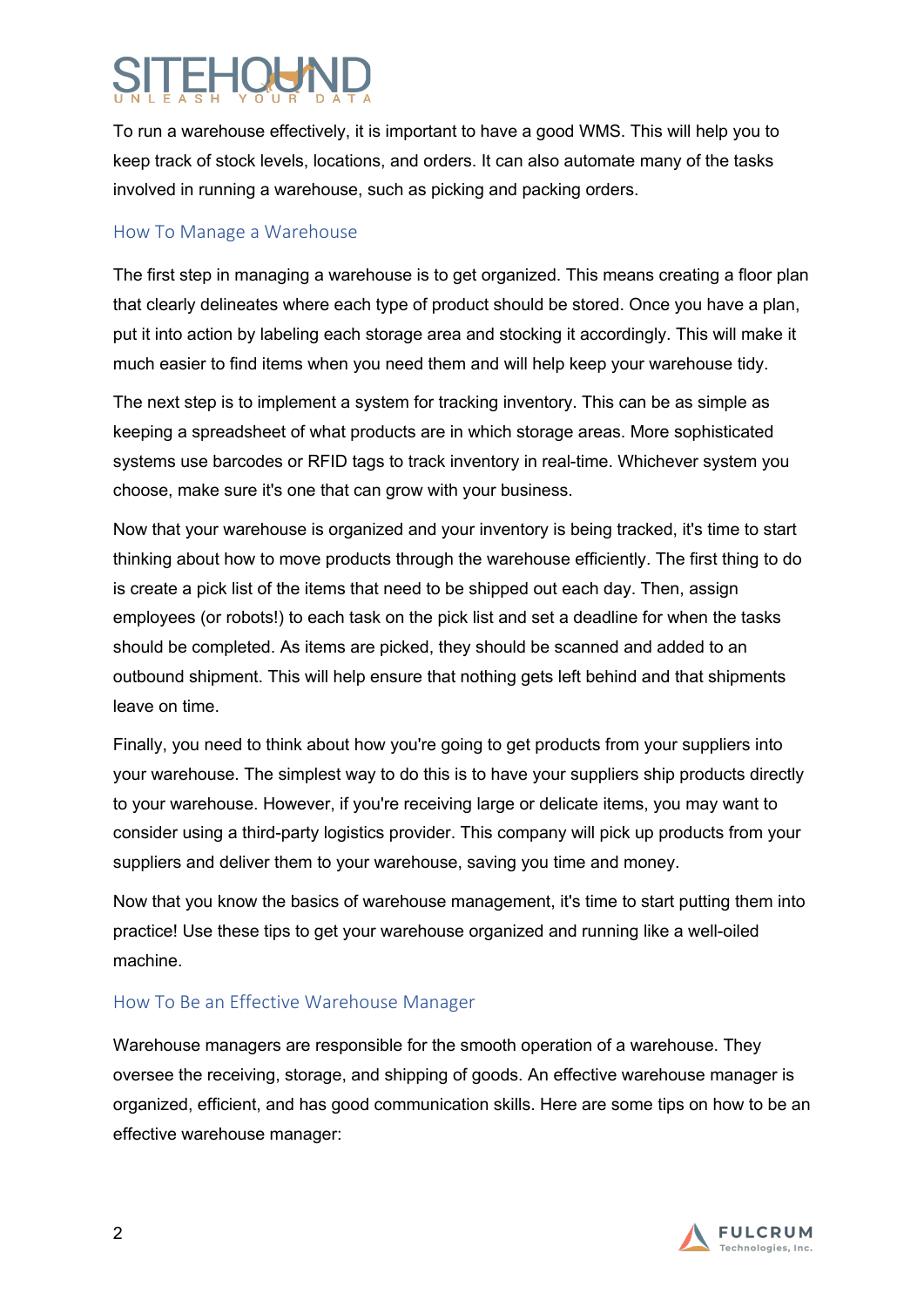To run a warehouse effectively, it is important to have a good WMS. This will help you to keep track of stock levels, locations, and orders. It can also automate many of the tasks involved in running a warehouse, such as picking and packing orders.

## How To Manage a Warehouse

The first step in managing a warehouse is to get organized. This means creating a floor plan that clearly delineates where each type of product should be stored. Once you have a plan, put it into action by labeling each storage area and stocking it accordingly. This will make it much easier to find items when you need them and will help keep your warehouse tidy.

The next step is to implement a system for tracking inventory. This can be as simple as keeping a spreadsheet of what products are in which storage areas. More sophisticated systems use barcodes or RFID tags to track inventory in real-time. Whichever system you choose, make sure it's one that can grow with your business.

Now that your warehouse is organized and your inventory is being tracked, it's time to start thinking about how to move products through the warehouse efficiently. The first thing to do is create a pick list of the items that need to be shipped out each day. Then, assign employees (or robots!) to each task on the pick list and set a deadline for when the tasks should be completed. As items are picked, they should be scanned and added to an outbound shipment. This will help ensure that nothing gets left behind and that shipments leave on time.

Finally, you need to think about how you're going to get products from your suppliers into your warehouse. The simplest way to do this is to have your suppliers ship products directly to your warehouse. However, if you're receiving large or delicate items, you may want to consider using a third-party logistics provider. This company will pick up products from your suppliers and deliver them to your warehouse, saving you time and money.

Now that you know the basics of warehouse management, it's time to start putting them into practice! Use these tips to get your warehouse organized and running like a well-oiled machine.

## How To Be an Effective Warehouse Manager

Warehouse managers are responsible for the smooth operation of a warehouse. They oversee the receiving, storage, and shipping of goods. An effective warehouse manager is organized, efficient, and has good communication skills. Here are some tips on how to be an effective warehouse manager: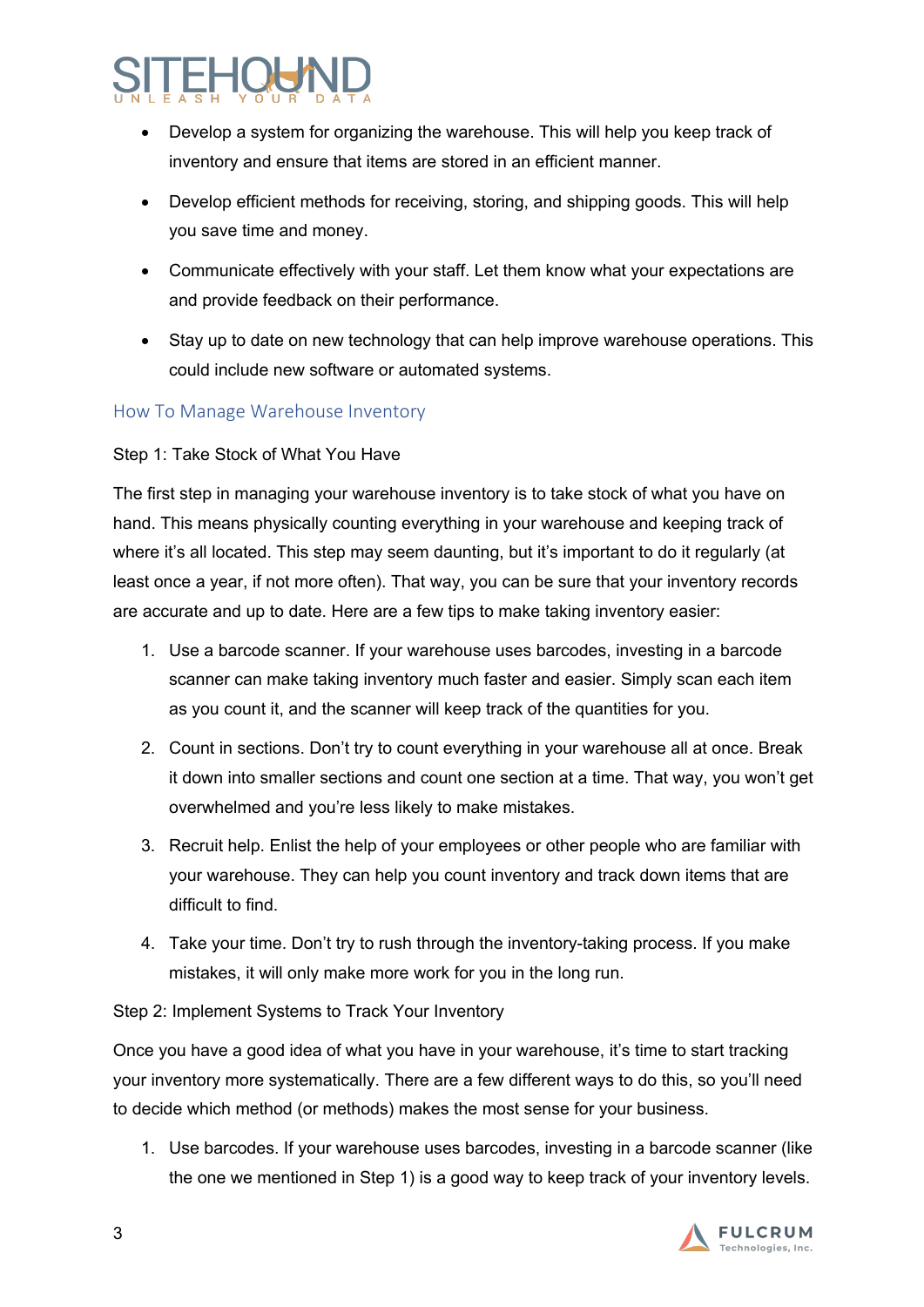- Develop a system for organizing the warehouse. This will help you keep track of inventory and ensure that items are stored in an efficient manner.
- Develop efficient methods for receiving, storing, and shipping goods. This will help you save time and money.
- Communicate effectively with your staff. Let them know what your expectations are and provide feedback on their performance.
- Stay up to date on new technology that can help improve warehouse operations. This could include new software or automated systems.

## How To Manage Warehouse Inventory

Step 1: Take Stock of What You Have

The first step in managing your warehouse inventory is to take stock of what you have on hand. This means physically counting everything in your warehouse and keeping track of where it's all located. This step may seem daunting, but it's important to do it regularly (at least once a year, if not more often). That way, you can be sure that your inventory records are accurate and up to date. Here are a few tips to make taking inventory easier:

1. Use a barcode scanner. If your warehouse uses barcodes, investing in a barcode scanner can make taking inventory much faster and easier. Simply scan each item as you count it, and the scanner will keep track of the quantities for you.
2. Count in sections. Don't try to count everything in your warehouse all at once. Break it down into smaller sections and count one section at a time. That way, you won't get overwhelmed and you're less likely to make mistakes.
3. Recruit help. Enlist the help of your employees or other people who are familiar with your warehouse. They can help you count inventory and track down items that are difficult to find.
4. Take your time. Don't try to rush through the inventory-taking process. If you make mistakes, it will only make more work for you in the long run.

Step 2: Implement Systems to Track Your Inventory

Once you have a good idea of what you have in your warehouse, it's time to start tracking your inventory more systematically. There are a few different ways to do this, so you'll need to decide which method (or methods) makes the most sense for your business.

1. Use barcodes. If your warehouse uses barcodes, investing in a barcode scanner (like the one we mentioned in Step 1) is a good way to keep track of your inventory levels.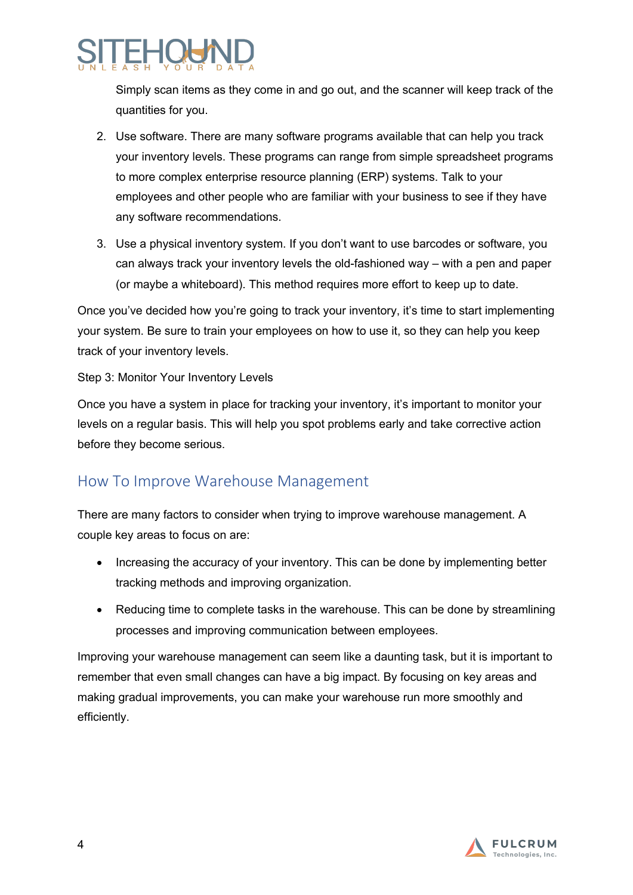Simply scan items as they come in and go out, and the scanner will keep track of the quantities for you.

2. Use software. There are many software programs available that can help you track your inventory levels. These programs can range from simple spreadsheet programs to more complex enterprise resource planning (ERP) systems. Talk to your employees and other people who are familiar with your business to see if they have any software recommendations.
3. Use a physical inventory system. If you don't want to use barcodes or software, you can always track your inventory levels the old-fashioned way – with a pen and paper (or maybe a whiteboard). This method requires more effort to keep up to date.

Once you've decided how you're going to track your inventory, it's time to start implementing your system. Be sure to train your employees on how to use it, so they can help you keep track of your inventory levels.

Step 3: Monitor Your Inventory Levels

Once you have a system in place for tracking your inventory, it's important to monitor your levels on a regular basis. This will help you spot problems early and take corrective action before they become serious.

## How To Improve Warehouse Management

There are many factors to consider when trying to improve warehouse management. A couple key areas to focus on are:

- Increasing the accuracy of your inventory. This can be done by implementing better tracking methods and improving organization.
- Reducing time to complete tasks in the warehouse. This can be done by streamlining processes and improving communication between employees.

Improving your warehouse management can seem like a daunting task, but it is important to remember that even small changes can have a big impact. By focusing on key areas and making gradual improvements, you can make your warehouse run more smoothly and efficiently.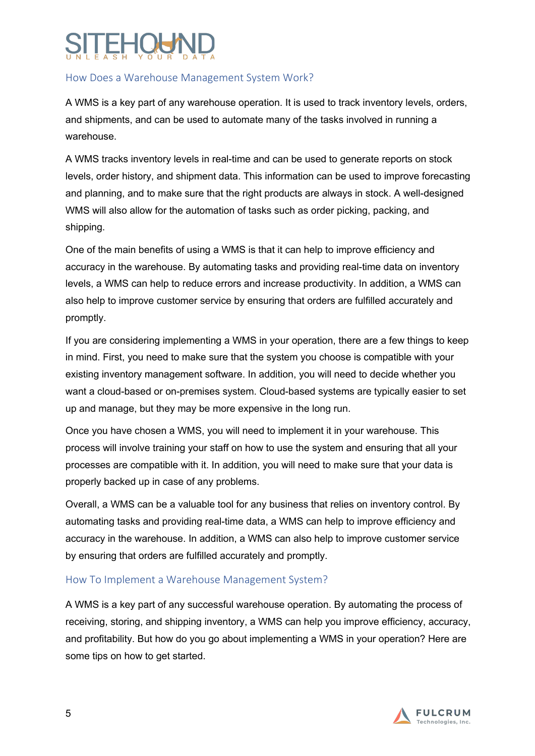## How Does a Warehouse Management System Work?

A WMS is a key part of any warehouse operation. It is used to track inventory levels, orders, and shipments, and can be used to automate many of the tasks involved in running a warehouse.

A WMS tracks inventory levels in real-time and can be used to generate reports on stock levels, order history, and shipment data. This information can be used to improve forecasting and planning, and to make sure that the right products are always in stock. A well-designed WMS will also allow for the automation of tasks such as order picking, packing, and shipping.

One of the main benefits of using a WMS is that it can help to improve efficiency and accuracy in the warehouse. By automating tasks and providing real-time data on inventory levels, a WMS can help to reduce errors and increase productivity. In addition, a WMS can also help to improve customer service by ensuring that orders are fulfilled accurately and promptly.

If you are considering implementing a WMS in your operation, there are a few things to keep in mind. First, you need to make sure that the system you choose is compatible with your existing inventory management software. In addition, you will need to decide whether you want a cloud-based or on-premises system. Cloud-based systems are typically easier to set up and manage, but they may be more expensive in the long run.

Once you have chosen a WMS, you will need to implement it in your warehouse. This process will involve training your staff on how to use the system and ensuring that all your processes are compatible with it. In addition, you will need to make sure that your data is properly backed up in case of any problems.

Overall, a WMS can be a valuable tool for any business that relies on inventory control. By automating tasks and providing real-time data, a WMS can help to improve efficiency and accuracy in the warehouse. In addition, a WMS can also help to improve customer service by ensuring that orders are fulfilled accurately and promptly.

## How To Implement a Warehouse Management System?

A WMS is a key part of any successful warehouse operation. By automating the process of receiving, storing, and shipping inventory, a WMS can help you improve efficiency, accuracy, and profitability. But how do you go about implementing a WMS in your operation? Here are some tips on how to get started.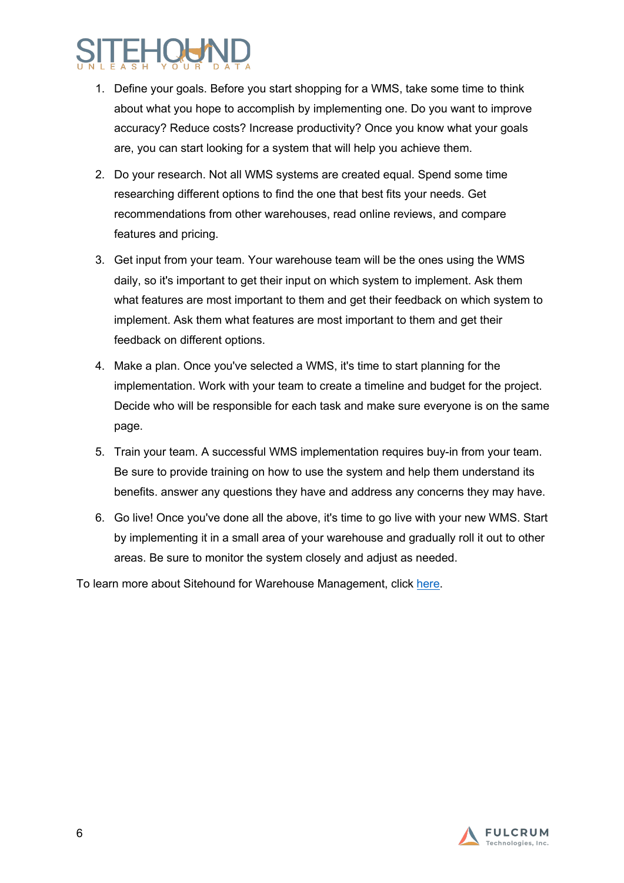1. Define your goals. Before you start shopping for a WMS, take some time to think about what you hope to accomplish by implementing one. Do you want to improve accuracy? Reduce costs? Increase productivity? Once you know what your goals are, you can start looking for a system that will help you achieve them.

2. Do your research. Not all WMS systems are created equal. Spend some time researching different options to find the one that best fits your needs. Get recommendations from other warehouses, read online reviews, and compare features and pricing.

3. Get input from your team. Your warehouse team will be the ones using the WMS daily, so it's important to get their input on which system to implement. Ask them what features are most important to them and get their feedback on which system to implement. Ask them what features are most important to them and get their feedback on different options.

4. Make a plan. Once you've selected a WMS, it's time to start planning for the implementation. Work with your team to create a timeline and budget for the project. Decide who will be responsible for each task and make sure everyone is on the same page.

5. Train your team. A successful WMS implementation requires buy-in from your team. Be sure to provide training on how to use the system and help them understand its benefits. answer any questions they have and address any concerns they may have.

6. Go live! Once you've done all the above, it's time to go live with your new WMS. Start by implementing it in a small area of your warehouse and gradually roll it out to other areas. Be sure to monitor the system closely and adjust as needed.

To learn more about Sitehound for Warehouse Management, click here.